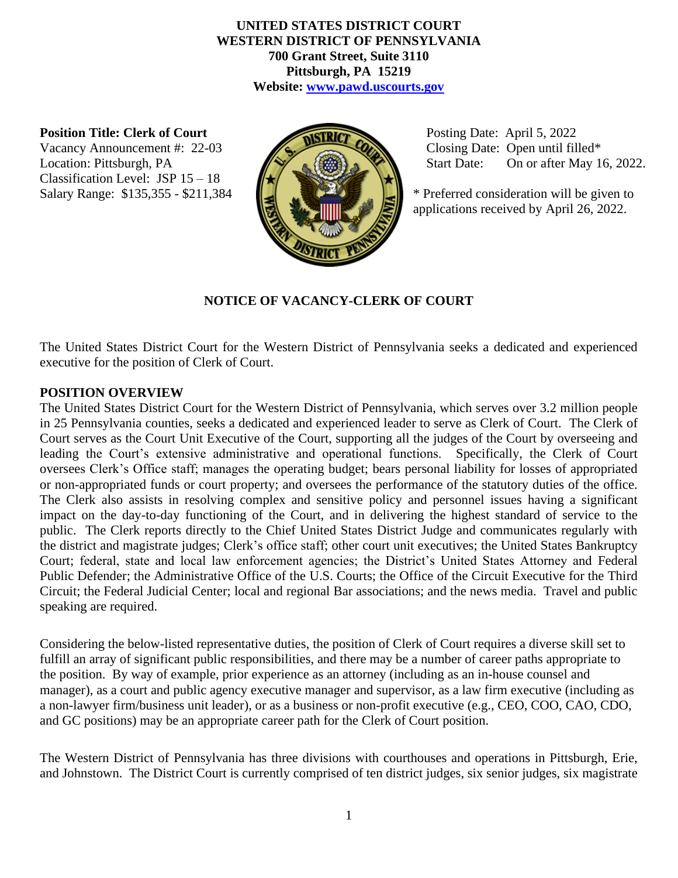**UNITED STATES DISTRICT COURT**
**WESTERN DISTRICT OF PENNSYLVANIA**
**700 Grant Street, Suite 3110**
**Pittsburgh, PA 15219**
**Website: [www.pawd.uscourts.gov](http://www.pawd.uscourts.gov)**

**Position Title: Clerk of Court**
Vacancy Announcement #: 22-03
Location: Pittsburgh, PA
Classification Level: JSP 15 – 18
Salary Range: $135,355 - $211,384

Posting Date: April 5, 2022
Closing Date: Open until filled*
Start Date: On or after May 16, 2022.

* Preferred consideration will be given to applications received by April 26, 2022.

## NOTICE OF VACANCY-CLERK OF COURT

The United States District Court for the Western District of Pennsylvania seeks a dedicated and experienced executive for the position of Clerk of Court.

### POSITION OVERVIEW

The United States District Court for the Western District of Pennsylvania, which serves over 3.2 million people in 25 Pennsylvania counties, seeks a dedicated and experienced leader to serve as Clerk of Court. The Clerk of Court serves as the Court Unit Executive of the Court, supporting all the judges of the Court by overseeing and leading the Court's extensive administrative and operational functions. Specifically, the Clerk of Court oversees Clerk's Office staff; manages the operating budget; bears personal liability for losses of appropriated or non-appropriated funds or court property; and oversees the performance of the statutory duties of the office. The Clerk also assists in resolving complex and sensitive policy and personnel issues having a significant impact on the day-to-day functioning of the Court, and in delivering the highest standard of service to the public. The Clerk reports directly to the Chief United States District Judge and communicates regularly with the district and magistrate judges; Clerk's office staff; other court unit executives; the United States Bankruptcy Court; federal, state and local law enforcement agencies; the District's United States Attorney and Federal Public Defender; the Administrative Office of the U.S. Courts; the Office of the Circuit Executive for the Third Circuit; the Federal Judicial Center; local and regional Bar associations; and the news media. Travel and public speaking are required.

Considering the below-listed representative duties, the position of Clerk of Court requires a diverse skill set to fulfill an array of significant public responsibilities, and there may be a number of career paths appropriate to the position. By way of example, prior experience as an attorney (including as an in-house counsel and manager), as a court and public agency executive manager and supervisor, as a law firm executive (including as a non-lawyer firm/business unit leader), or as a business or non-profit executive (e.g., CEO, COO, CAO, CDO, and GC positions) may be an appropriate career path for the Clerk of Court position.

The Western District of Pennsylvania has three divisions with courthouses and operations in Pittsburgh, Erie, and Johnstown. The District Court is currently comprised of ten district judges, six senior judges, six magistrate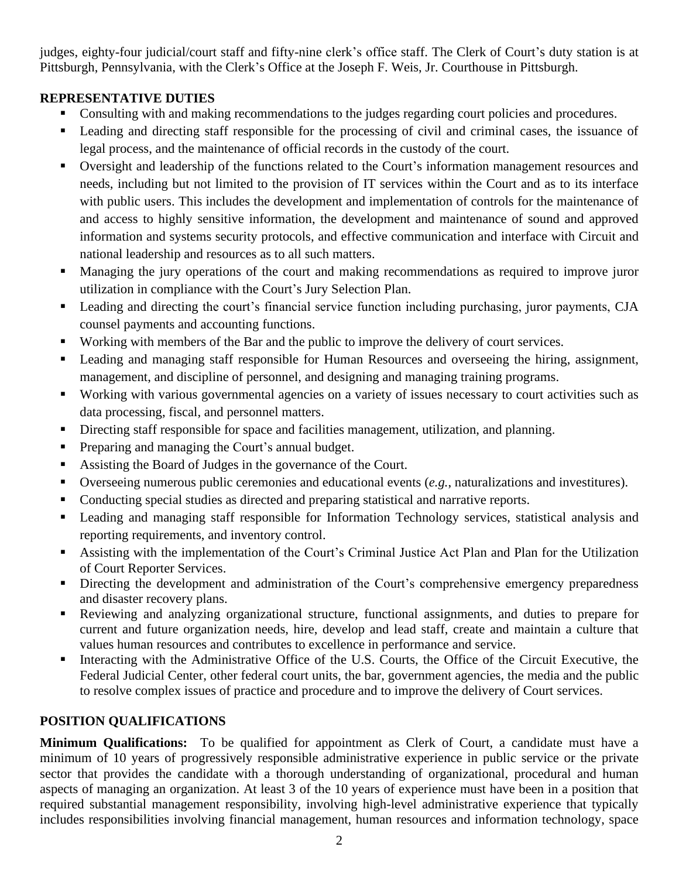judges, eighty-four judicial/court staff and fifty-nine clerk's office staff. The Clerk of Court's duty station is at Pittsburgh, Pennsylvania, with the Clerk's Office at the Joseph F. Weis, Jr. Courthouse in Pittsburgh.

**REPRESENTATIVE DUTIES**

- Consulting with and making recommendations to the judges regarding court policies and procedures.
- Leading and directing staff responsible for the processing of civil and criminal cases, the issuance of legal process, and the maintenance of official records in the custody of the court.
- Oversight and leadership of the functions related to the Court's information management resources and needs, including but not limited to the provision of IT services within the Court and as to its interface with public users. This includes the development and implementation of controls for the maintenance of and access to highly sensitive information, the development and maintenance of sound and approved information and systems security protocols, and effective communication and interface with Circuit and national leadership and resources as to all such matters.
- Managing the jury operations of the court and making recommendations as required to improve juror utilization in compliance with the Court's Jury Selection Plan.
- Leading and directing the court's financial service function including purchasing, juror payments, CJA counsel payments and accounting functions.
- Working with members of the Bar and the public to improve the delivery of court services.
- Leading and managing staff responsible for Human Resources and overseeing the hiring, assignment, management, and discipline of personnel, and designing and managing training programs.
- Working with various governmental agencies on a variety of issues necessary to court activities such as data processing, fiscal, and personnel matters.
- Directing staff responsible for space and facilities management, utilization, and planning.
- Preparing and managing the Court's annual budget.
- Assisting the Board of Judges in the governance of the Court.
- Overseeing numerous public ceremonies and educational events (*e.g.*, naturalizations and investitures).
- Conducting special studies as directed and preparing statistical and narrative reports.
- Leading and managing staff responsible for Information Technology services, statistical analysis and reporting requirements, and inventory control.
- Assisting with the implementation of the Court's Criminal Justice Act Plan and Plan for the Utilization of Court Reporter Services.
- Directing the development and administration of the Court's comprehensive emergency preparedness and disaster recovery plans.
- Reviewing and analyzing organizational structure, functional assignments, and duties to prepare for current and future organization needs, hire, develop and lead staff, create and maintain a culture that values human resources and contributes to excellence in performance and service.
- Interacting with the Administrative Office of the U.S. Courts, the Office of the Circuit Executive, the Federal Judicial Center, other federal court units, the bar, government agencies, the media and the public to resolve complex issues of practice and procedure and to improve the delivery of Court services.

**POSITION QUALIFICATIONS**

**Minimum Qualifications:** To be qualified for appointment as Clerk of Court, a candidate must have a minimum of 10 years of progressively responsible administrative experience in public service or the private sector that provides the candidate with a thorough understanding of organizational, procedural and human aspects of managing an organization. At least 3 of the 10 years of experience must have been in a position that required substantial management responsibility, involving high-level administrative experience that typically includes responsibilities involving financial management, human resources and information technology, space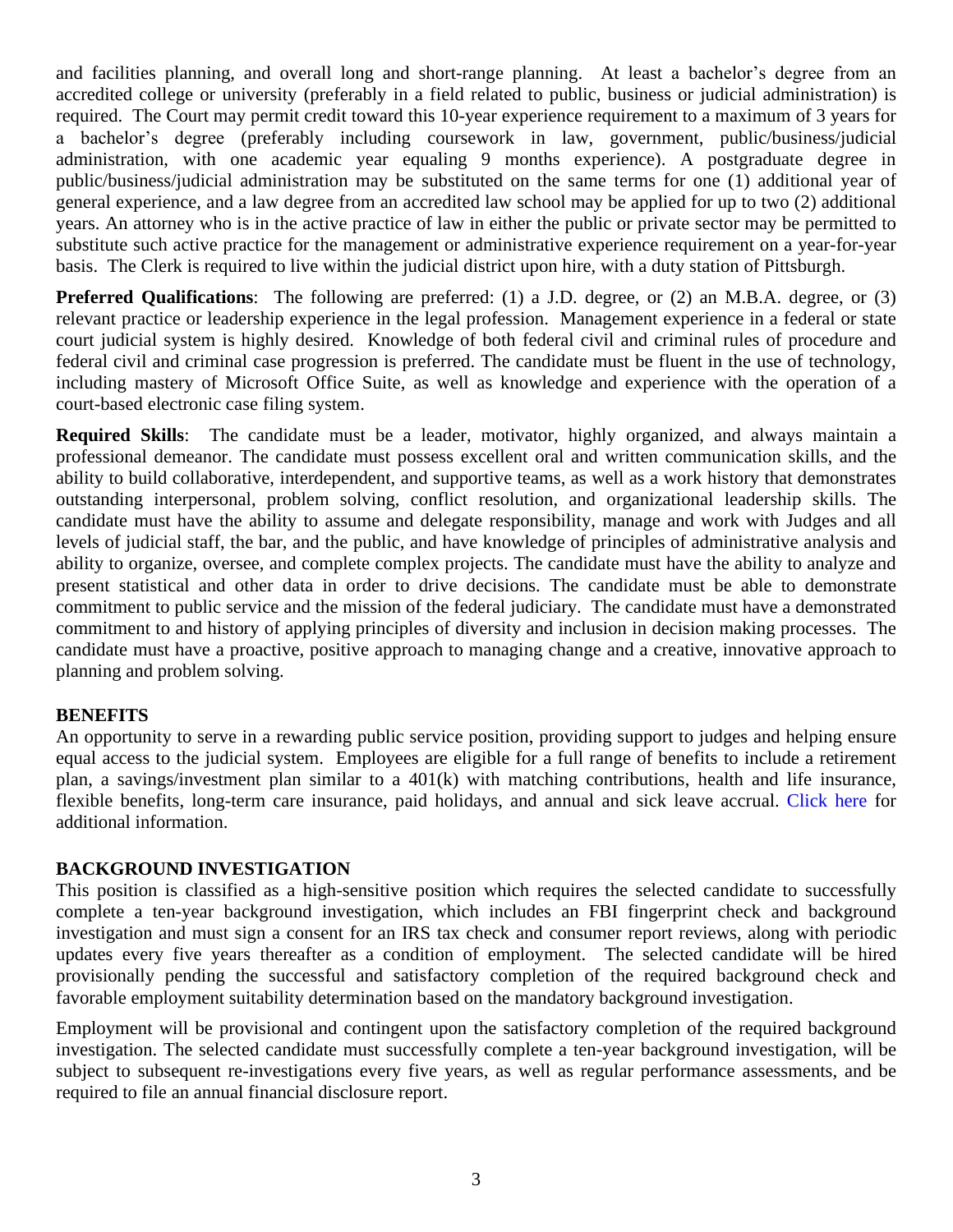and facilities planning, and overall long and short-range planning. At least a bachelor's degree from an accredited college or university (preferably in a field related to public, business or judicial administration) is required. The Court may permit credit toward this 10-year experience requirement to a maximum of 3 years for a bachelor's degree (preferably including coursework in law, government, public/business/judicial administration, with one academic year equaling 9 months experience). A postgraduate degree in public/business/judicial administration may be substituted on the same terms for one (1) additional year of general experience, and a law degree from an accredited law school may be applied for up to two (2) additional years. An attorney who is in the active practice of law in either the public or private sector may be permitted to substitute such active practice for the management or administrative experience requirement on a year-for-year basis. The Clerk is required to live within the judicial district upon hire, with a duty station of Pittsburgh.

**Preferred Qualifications**: The following are preferred: (1) a J.D. degree, or (2) an M.B.A. degree, or (3) relevant practice or leadership experience in the legal profession. Management experience in a federal or state court judicial system is highly desired. Knowledge of both federal civil and criminal rules of procedure and federal civil and criminal case progression is preferred. The candidate must be fluent in the use of technology, including mastery of Microsoft Office Suite, as well as knowledge and experience with the operation of a court-based electronic case filing system.

**Required Skills**: The candidate must be a leader, motivator, highly organized, and always maintain a professional demeanor. The candidate must possess excellent oral and written communication skills, and the ability to build collaborative, interdependent, and supportive teams, as well as a work history that demonstrates outstanding interpersonal, problem solving, conflict resolution, and organizational leadership skills. The candidate must have the ability to assume and delegate responsibility, manage and work with Judges and all levels of judicial staff, the bar, and the public, and have knowledge of principles of administrative analysis and ability to organize, oversee, and complete complex projects. The candidate must have the ability to analyze and present statistical and other data in order to drive decisions. The candidate must be able to demonstrate commitment to public service and the mission of the federal judiciary. The candidate must have a demonstrated commitment to and history of applying principles of diversity and inclusion in decision making processes. The candidate must have a proactive, positive approach to managing change and a creative, innovative approach to planning and problem solving.

## BENEFITS

An opportunity to serve in a rewarding public service position, providing support to judges and helping ensure equal access to the judicial system. Employees are eligible for a full range of benefits to include a retirement plan, a savings/investment plan similar to a 401(k) with matching contributions, health and life insurance, flexible benefits, long-term care insurance, paid holidays, and annual and sick leave accrual. Click here for additional information.

## BACKGROUND INVESTIGATION

This position is classified as a high-sensitive position which requires the selected candidate to successfully complete a ten-year background investigation, which includes an FBI fingerprint check and background investigation and must sign a consent for an IRS tax check and consumer report reviews, along with periodic updates every five years thereafter as a condition of employment. The selected candidate will be hired provisionally pending the successful and satisfactory completion of the required background check and favorable employment suitability determination based on the mandatory background investigation.

Employment will be provisional and contingent upon the satisfactory completion of the required background investigation. The selected candidate must successfully complete a ten-year background investigation, will be subject to subsequent re-investigations every five years, as well as regular performance assessments, and be required to file an annual financial disclosure report.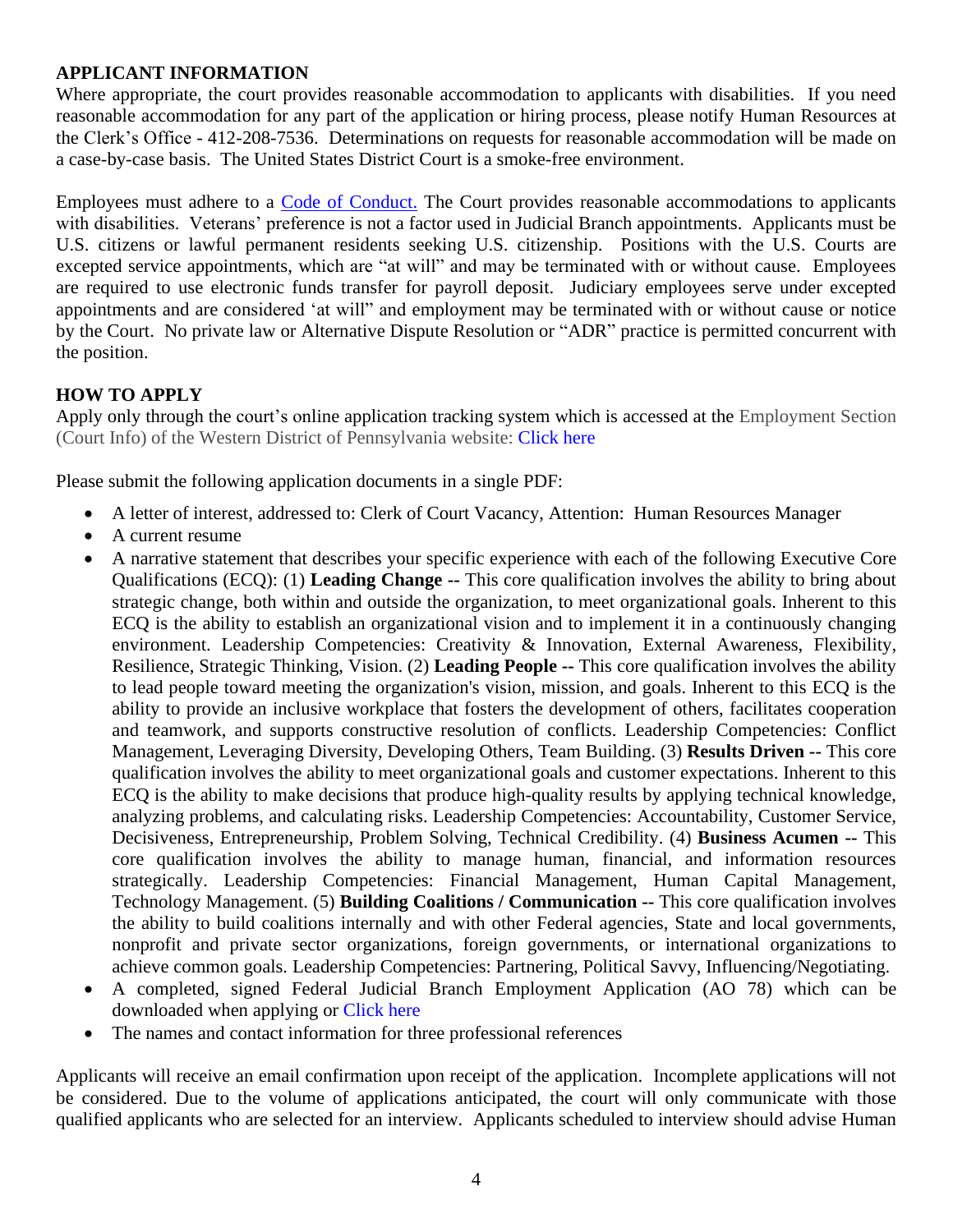## APPLICANT INFORMATION

Where appropriate, the court provides reasonable accommodation to applicants with disabilities. If you need reasonable accommodation for any part of the application or hiring process, please notify Human Resources at the Clerk's Office - 412-208-7536. Determinations on requests for reasonable accommodation will be made on a case-by-case basis. The United States District Court is a smoke-free environment.

Employees must adhere to a Code of Conduct. The Court provides reasonable accommodations to applicants with disabilities. Veterans' preference is not a factor used in Judicial Branch appointments. Applicants must be U.S. citizens or lawful permanent residents seeking U.S. citizenship. Positions with the U.S. Courts are excepted service appointments, which are "at will" and may be terminated with or without cause. Employees are required to use electronic funds transfer for payroll deposit. Judiciary employees serve under excepted appointments and are considered 'at will" and employment may be terminated with or without cause or notice by the Court. No private law or Alternative Dispute Resolution or "ADR" practice is permitted concurrent with the position.

## HOW TO APPLY

Apply only through the court's online application tracking system which is accessed at the Employment Section (Court Info) of the Western District of Pennsylvania website: Click here

Please submit the following application documents in a single PDF:

- A letter of interest, addressed to: Clerk of Court Vacancy, Attention: Human Resources Manager
- A current resume
- A narrative statement that describes your specific experience with each of the following Executive Core Qualifications (ECQ): (1) **Leading Change --** This core qualification involves the ability to bring about strategic change, both within and outside the organization, to meet organizational goals. Inherent to this ECQ is the ability to establish an organizational vision and to implement it in a continuously changing environment. Leadership Competencies: Creativity & Innovation, External Awareness, Flexibility, Resilience, Strategic Thinking, Vision. (2) **Leading People --** This core qualification involves the ability to lead people toward meeting the organization's vision, mission, and goals. Inherent to this ECQ is the ability to provide an inclusive workplace that fosters the development of others, facilitates cooperation and teamwork, and supports constructive resolution of conflicts. Leadership Competencies: Conflict Management, Leveraging Diversity, Developing Others, Team Building. (3) **Results Driven --** This core qualification involves the ability to meet organizational goals and customer expectations. Inherent to this ECQ is the ability to make decisions that produce high-quality results by applying technical knowledge, analyzing problems, and calculating risks. Leadership Competencies: Accountability, Customer Service, Decisiveness, Entrepreneurship, Problem Solving, Technical Credibility. (4) **Business Acumen --** This core qualification involves the ability to manage human, financial, and information resources strategically. Leadership Competencies: Financial Management, Human Capital Management, Technology Management. (5) **Building Coalitions / Communication --** This core qualification involves the ability to build coalitions internally and with other Federal agencies, State and local governments, nonprofit and private sector organizations, foreign governments, or international organizations to achieve common goals. Leadership Competencies: Partnering, Political Savvy, Influencing/Negotiating.
- A completed, signed Federal Judicial Branch Employment Application (AO 78) which can be downloaded when applying or Click here
- The names and contact information for three professional references

Applicants will receive an email confirmation upon receipt of the application. Incomplete applications will not be considered. Due to the volume of applications anticipated, the court will only communicate with those qualified applicants who are selected for an interview. Applicants scheduled to interview should advise Human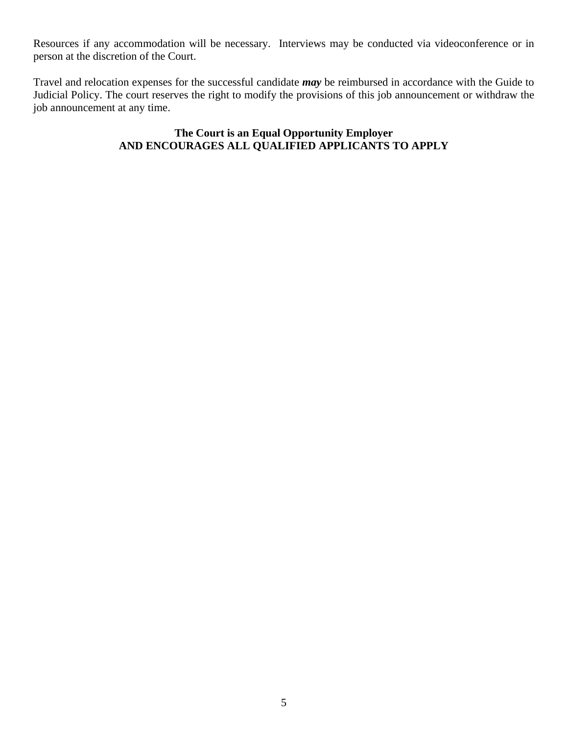Resources if any accommodation will be necessary. Interviews may be conducted via videoconference or in person at the discretion of the Court.

Travel and relocation expenses for the successful candidate ***may*** be reimbursed in accordance with the Guide to Judicial Policy. The court reserves the right to modify the provisions of this job announcement or withdraw the job announcement at any time.

**The Court is an Equal Opportunity Employer**
**AND ENCOURAGES ALL QUALIFIED APPLICANTS TO APPLY**